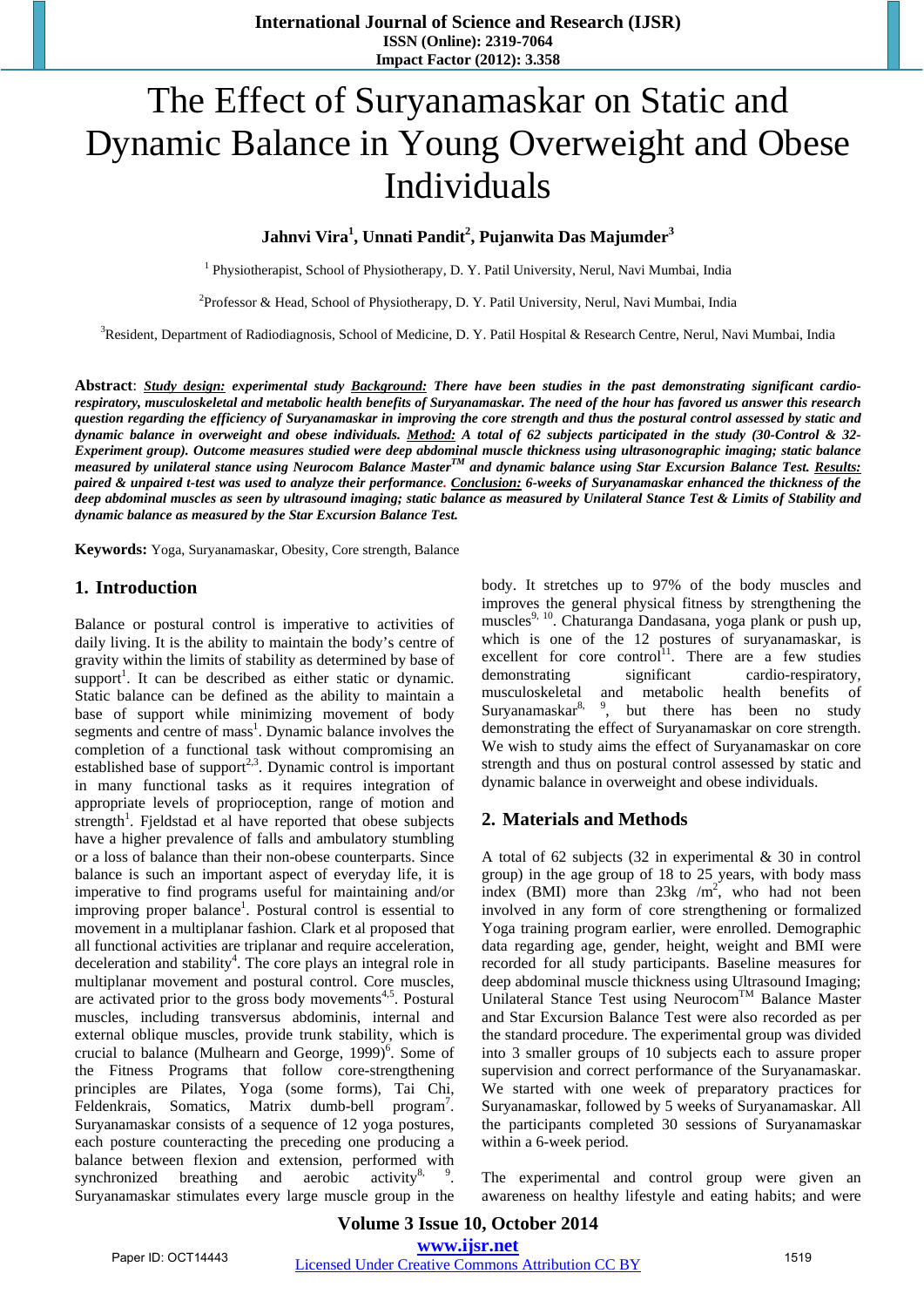# The Effect of Suryanamaskar on Static and Dynamic Balance in Young Overweight and Obese Individuals

**Jahnvi Vira[1], Unnati Pandit[2], Pujanwita Das Majumder[3]**

[1] Physiotherapist, School of Physiotherapy, D. Y. Patil University, Nerul, Navi Mumbai, India

[2]Professor & Head, School of Physiotherapy, D. Y. Patil University, Nerul, Navi Mumbai, India

[3]Resident, Department of Radiodiagnosis, School of Medicine, D. Y. Patil Hospital & Research Centre, Nerul, Navi Mumbai, India

**Abstract**: ***Study design:*** ***experimental study*** ***Background:*** ***There have been studies in the past demonstrating significant cardio-respiratory, musculoskeletal and metabolic health benefits of Suryanamaskar. The need of the hour has favored us answer this research question regarding the efficiency of Suryanamaskar in improving the core strength and thus the postural control assessed by static and dynamic balance in overweight and obese individuals.*** ***Method:*** ***A total of 62 subjects participated in the study (30-Control & 32-Experiment group). Outcome measures studied were deep abdominal muscle thickness using ultrasonographic imaging; static balance measured by unilateral stance using Neurocom Balance Master™ and dynamic balance using Star Excursion Balance Test.*** ***Results:*** ***paired & unpaired t-test was used to analyze their performance.*** ***Conclusion:*** ***6-weeks of Suryanamaskar enhanced the thickness of the deep abdominal muscles as seen by ultrasound imaging; static balance as measured by Unilateral Stance Test & Limits of Stability and dynamic balance as measured by the Star Excursion Balance Test.***

**Keywords:** Yoga, Suryanamaskar, Obesity, Core strength, Balance

## 1. Introduction

Balance or postural control is imperative to activities of daily living. It is the ability to maintain the body's centre of gravity within the limits of stability as determined by base of support[1]. It can be described as either static or dynamic. Static balance can be defined as the ability to maintain a base of support while minimizing movement of body segments and centre of mass[1]. Dynamic balance involves the completion of a functional task without compromising an established base of support[2,3]. Dynamic control is important in many functional tasks as it requires integration of appropriate levels of proprioception, range of motion and strength[1]. Fjeldstad et al have reported that obese subjects have a higher prevalence of falls and ambulatory stumbling or a loss of balance than their non-obese counterparts. Since balance is such an important aspect of everyday life, it is imperative to find programs useful for maintaining and/or improving proper balance[1]. Postural control is essential to movement in a multiplanar fashion. Clark et al proposed that all functional activities are triplanar and require acceleration, deceleration and stability[4]. The core plays an integral role in multiplanar movement and postural control. Core muscles, are activated prior to the gross body movements[4,5]. Postural muscles, including transversus abdominis, internal and external oblique muscles, provide trunk stability, which is crucial to balance (Mulhearn and George, 1999)[6]. Some of the Fitness Programs that follow core-strengthening principles are Pilates, Yoga (some forms), Tai Chi, Feldenkrais, Somatics, Matrix dumb-bell program[7]. Suryanamaskar consists of a sequence of 12 yoga postures, each posture counteracting the preceding one producing a balance between flexion and extension, performed with synchronized breathing and aerobic activity[8, 9]. Suryanamaskar stimulates every large muscle group in the body. It stretches up to 97% of the body muscles and improves the general physical fitness by strengthening the muscles[9, 10]. Chaturanga Dandasana, yoga plank or push up, which is one of the 12 postures of suryanamaskar, is excellent for core control[11]. There are a few studies demonstrating significant cardio-respiratory, musculoskeletal and metabolic health benefits of Suryanamaskar[8, 9], but there has been no study demonstrating the effect of Suryanamaskar on core strength. We wish to study aims the effect of Suryanamaskar on core strength and thus on postural control assessed by static and dynamic balance in overweight and obese individuals.

## 2. Materials and Methods

A total of 62 subjects (32 in experimental & 30 in control group) in the age group of 18 to 25 years, with body mass index (BMI) more than 23kg $/m^2$, who had not been involved in any form of core strengthening or formalized Yoga training program earlier, were enrolled. Demographic data regarding age, gender, height, weight and BMI were recorded for all study participants. Baseline measures for deep abdominal muscle thickness using Ultrasound Imaging; Unilateral Stance Test using Neurocom™ Balance Master and Star Excursion Balance Test were also recorded as per the standard procedure. The experimental group was divided into 3 smaller groups of 10 subjects each to assure proper supervision and correct performance of the Suryanamaskar. We started with one week of preparatory practices for Suryanamaskar, followed by 5 weeks of Suryanamaskar. All the participants completed 30 sessions of Suryanamaskar within a 6-week period.

The experimental and control group were given an awareness on healthy lifestyle and eating habits; and were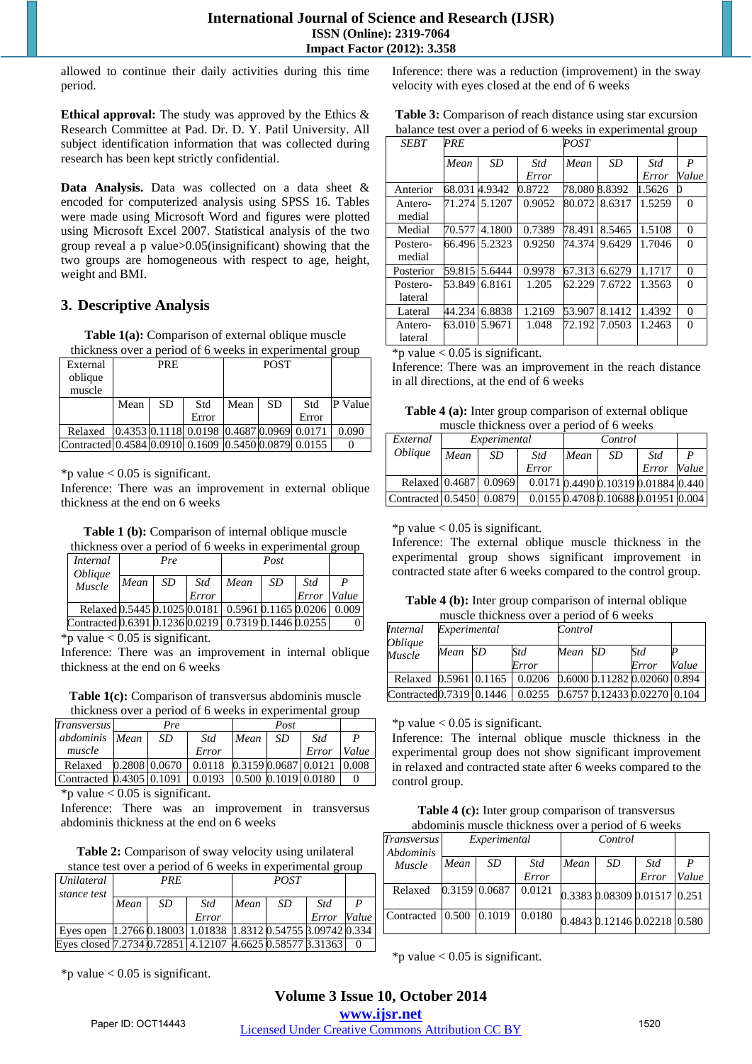allowed to continue their daily activities during this time period.

**Ethical approval:** The study was approved by the Ethics & Research Committee at Pad. Dr. D. Y. Patil University. All subject identification information that was collected during research has been kept strictly confidential.

**Data Analysis.** Data was collected on a data sheet & encoded for computerized analysis using SPSS 16. Tables were made using Microsoft Word and figures were plotted using Microsoft Excel 2007. Statistical analysis of the two group reveal a p value>0.05(insignificant) showing that the two groups are homogeneous with respect to age, height, weight and BMI.

## 3. Descriptive Analysis

**Table 1(a):** Comparison of external oblique muscle thickness over a period of 6 weeks in experimental group

| External oblique muscle | PRE | | | POST | | | |
|---|---|---|---|---|---|---|---|
| | Mean | SD | Std Error | Mean | SD | Std Error | P Value |
| Relaxed | 0.4353 | 0.1118 | 0.0198 | 0.4687 | 0.0969 | 0.0171 | 0.090 |
| Contracted | 0.4584 | 0.0910 | 0.1609 | 0.5450 | 0.0879 | 0.0155 | 0 |

*p value < 0.05 is significant.

Inference: There was an improvement in external oblique thickness at the end on 6 weeks

**Table 1 (b):** Comparison of internal oblique muscle thickness over a period of 6 weeks in experimental group

| *Internal Oblique Muscle* | *Pre* | | | *Post* | | | |
|---|---|---|---|---|---|---|---|
| | *Mean* | *SD* | *Std Error* | *Mean* | *SD* | *Std Error* | *P Value* |
| Relaxed | 0.5445 | 0.1025 | 0.0181 | 0.5961 | 0.1165 | 0.0206 | 0.009 |
| Contracted | 0.6391 | 0.1236 | 0.0219 | 0.7319 | 0.1446 | 0.0255 | 0 |

*p value < 0.05 is significant.

Inference: There was an improvement in internal oblique thickness at the end on 6 weeks

**Table 1(c):** Comparison of transversus abdominis muscle thickness over a period of 6 weeks in experimental group

| *Transversus abdominis muscle* | *Pre* | | | *Post* | | | |
|---|---|---|---|---|---|---|---|
| | *Mean* | *SD* | *Std Error* | *Mean* | *SD* | *Std Error* | *P Value* |
| Relaxed | 0.2808 | 0.0670 | 0.0118 | 0.3159 | 0.0687 | 0.0121 | 0.008 |
| Contracted | 0.4305 | 0.1091 | 0.0193 | 0.500 | 0.1019 | 0.0180 | 0 |

*p value < 0.05 is significant.

Inference: There was an improvement in transversus abdominis thickness at the end on 6 weeks

**Table 2:** Comparison of sway velocity using unilateral stance test over a period of 6 weeks in experimental group

| *Unilateral stance test* | *PRE* | | | *POST* | | | |
|---|---|---|---|---|---|---|---|
| | *Mean* | *SD* | *Std Error* | *Mean* | *SD* | *Std Error* | *P Value* |
| Eyes open | 1.2766 | 0.18003 | 1.01838 | 1.8312 | 0.54755 | 3.09742 | 0.334 |
| Eyes closed | 7.2734 | 0.72851 | 4.12107 | 4.6625 | 0.58577 | 3.31363 | 0 |

*p value < 0.05 is significant.

Inference: there was a reduction (improvement) in the sway velocity with eyes closed at the end of 6 weeks

**Table 3:** Comparison of reach distance using star excursion balance test over a period of 6 weeks in experimental group

| *SEBT* | *PRE* | | | *POST* | | | |
|---|---|---|---|---|---|---|---|
| | *Mean* | *SD* | *Std Error* | *Mean* | *SD* | *Std Error* | *P Value* |
| Anterior | 68.031 | 4.9342 | 0.8722 | 78.080 | 8.8392 | 1.5626 | 0 |
| Antero-medial | 71.274 | 5.1207 | 0.9052 | 80.072 | 8.6317 | 1.5259 | 0 |
| Medial | 70.577 | 4.1800 | 0.7389 | 78.491 | 8.5465 | 1.5108 | 0 |
| Postero-medial | 66.496 | 5.2323 | 0.9250 | 74.374 | 9.6429 | 1.7046 | 0 |
| Posterior | 59.815 | 5.6444 | 0.9978 | 67.313 | 6.6279 | 1.1717 | 0 |
| Postero-lateral | 53.849 | 6.8161 | 1.205 | 62.229 | 7.6722 | 1.3563 | 0 |
| Lateral | 44.234 | 6.8838 | 1.2169 | 53.907 | 8.1412 | 1.4392 | 0 |
| Antero-lateral | 63.010 | 5.9671 | 1.048 | 72.192 | 7.0503 | 1.2463 | 0 |

*p value < 0.05 is significant.

Inference: There was an improvement in the reach distance in all directions, at the end of 6 weeks

**Table 4 (a):** Inter group comparison of external oblique muscle thickness over a period of 6 weeks

| *External Oblique* | *Experimental* | | | *Control* | | | |
|---|---|---|---|---|---|---|---|
| | *Mean* | *SD* | *Std Error* | *Mean* | *SD* | *Std Error* | *P Value* |
| Relaxed | 0.4687 | 0.0969 | 0.0171 | 0.4490 | 0.10319 | 0.01884 | 0.440 |
| Contracted | 0.5450 | 0.0879 | 0.0155 | 0.4708 | 0.10688 | 0.01951 | 0.004 |

*p value < 0.05 is significant.

Inference: The external oblique muscle thickness in the experimental group shows significant improvement in contracted state after 6 weeks compared to the control group.

**Table 4 (b):** Inter group comparison of internal oblique muscle thickness over a period of 6 weeks

| *Internal Oblique Muscle* | *Experimental* | | | *Control* | | | |
|---|---|---|---|---|---|---|---|
| | *Mean* | *SD* | *Std Error* | *Mean* | *SD* | *Std Error* | *P Value* |
| Relaxed | 0.5961 | 0.1165 | 0.0206 | 0.6000 | 0.11282 | 0.02060 | 0.894 |
| Contracted | 0.7319 | 0.1446 | 0.0255 | 0.6757 | 0.12433 | 0.02270 | 0.104 |

*p value < 0.05 is significant.

Inference: The internal oblique muscle thickness in the experimental group does not show significant improvement in relaxed and contracted state after 6 weeks compared to the control group.

**Table 4 (c):** Inter group comparison of transversus abdominis muscle thickness over a period of 6 weeks

| *Transversus Abdominis Muscle* | *Experimental* | | | *Control* | | | |
|---|---|---|---|---|---|---|---|
| | *Mean* | *SD* | *Std Error* | *Mean* | *SD* | *Std Error* | *P Value* |
| Relaxed | 0.3159 | 0.0687 | 0.0121 | 0.3383 | 0.08309 | 0.01517 | 0.251 |
| Contracted | 0.500 | 0.1019 | 0.0180 | 0.4843 | 0.12146 | 0.02218 | 0.580 |

*p value < 0.05 is significant.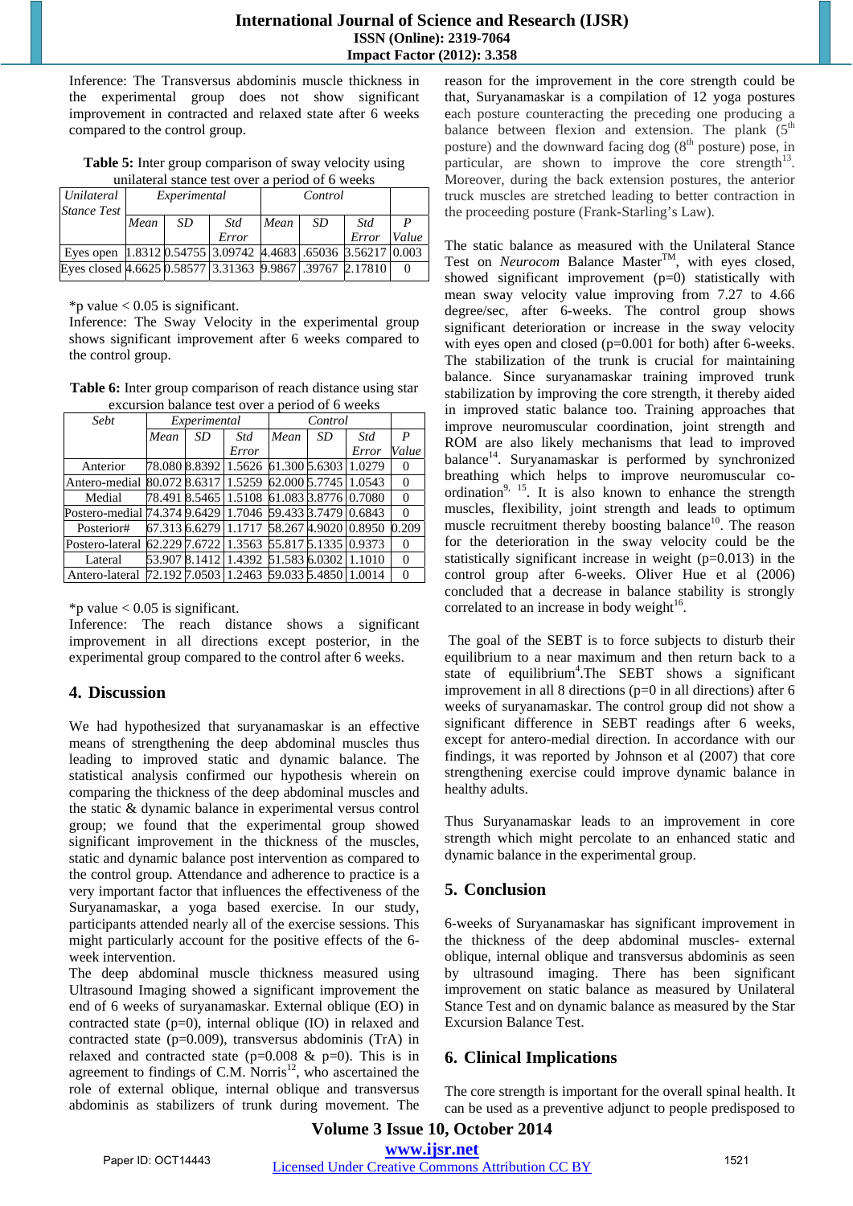Inference: The Transversus abdominis muscle thickness in the experimental group does not show significant improvement in contracted and relaxed state after 6 weeks compared to the control group.

**Table 5:** Inter group comparison of sway velocity using unilateral stance test over a period of 6 weeks

| *Unilateral Stance Test* | *Experimental* | | | *Control* | | | |
|---|---|---|---|---|---|---|---|
| | *Mean* | *SD* | *Std Error* | *Mean* | *SD* | *Std Error* | *P Value* |
| Eyes open | 1.8312 | 0.54755 | 3.09742 | 4.4683 | .65036 | 3.56217 | 0.003 |
| Eyes closed | 4.6625 | 0.58577 | 3.31363 | 9.9867 | .39767 | 2.17810 | 0 |

*p value < 0.05 is significant.

Inference: The Sway Velocity in the experimental group shows significant improvement after 6 weeks compared to the control group.

**Table 6:** Inter group comparison of reach distance using star excursion balance test over a period of 6 weeks

| *Sebt* | *Experimental* | | | *Control* | | | |
|---|---|---|---|---|---|---|---|
| | *Mean* | *SD* | *Std Error* | *Mean* | *SD* | *Std Error* | *P Value* |
| Anterior | 78.080 | 8.8392 | 1.5626 | 61.300 | 5.6303 | 1.0279 | 0 |
| Antero-medial | 80.072 | 8.6317 | 1.5259 | 62.000 | 5.7745 | 1.0543 | 0 |
| Medial | 78.491 | 8.5465 | 1.5108 | 61.083 | 3.8776 | 0.7080 | 0 |
| Postero-medial | 74.374 | 9.6429 | 1.7046 | 59.433 | 3.7479 | 0.6843 | 0 |
| Posterior# | 67.313 | 6.6279 | 1.1717 | 58.267 | 4.9020 | 0.8950 | 0.209 |
| Postero-lateral | 62.229 | 7.6722 | 1.3563 | 55.817 | 5.1335 | 0.9373 | 0 |
| Lateral | 53.907 | 8.1412 | 1.4392 | 51.583 | 6.0302 | 1.1010 | 0 |
| Antero-lateral | 72.192 | 7.0503 | 1.2463 | 59.033 | 5.4850 | 1.0014 | 0 |

*p value < 0.05 is significant.

Inference: The reach distance shows a significant improvement in all directions except posterior, in the experimental group compared to the control after 6 weeks.

## 4. Discussion

We had hypothesized that suryanamaskar is an effective means of strengthening the deep abdominal muscles thus leading to improved static and dynamic balance. The statistical analysis confirmed our hypothesis wherein on comparing the thickness of the deep abdominal muscles and the static & dynamic balance in experimental versus control group; we found that the experimental group showed significant improvement in the thickness of the muscles, static and dynamic balance post intervention as compared to the control group. Attendance and adherence to practice is a very important factor that influences the effectiveness of the Suryanamaskar, a yoga based exercise. In our study, participants attended nearly all of the exercise sessions. This might particularly account for the positive effects of the 6-week intervention.

The deep abdominal muscle thickness measured using Ultrasound Imaging showed a significant improvement the end of 6 weeks of suryanamaskar. External oblique (EO) in contracted state (p=0), internal oblique (IO) in relaxed and contracted state (p=0.009), transversus abdominis (TrA) in relaxed and contracted state (p=0.008 & p=0). This is in agreement to findings of C.M. Norris[12], who ascertained the role of external oblique, internal oblique and transversus abdominis as stabilizers of trunk during movement. The reason for the improvement in the core strength could be that, Suryanamaskar is a compilation of 12 yoga postures each posture counteracting the preceding one producing a balance between flexion and extension. The plank (5th posture) and the downward facing dog (8th posture) pose, in particular, are shown to improve the core strength[13]. Moreover, during the back extension postures, the anterior truck muscles are stretched leading to better contraction in the proceeding posture (Frank-Starling's Law).

The static balance as measured with the Unilateral Stance Test on *Neurocom* Balance Master™, with eyes closed, showed significant improvement (p=0) statistically with mean sway velocity value improving from 7.27 to 4.66 degree/sec, after 6-weeks. The control group shows significant deterioration or increase in the sway velocity with eyes open and closed (p=0.001 for both) after 6-weeks. The stabilization of the trunk is crucial for maintaining balance. Since suryanamaskar training improved trunk stabilization by improving the core strength, it thereby aided in improved static balance too. Training approaches that improve neuromuscular coordination, joint strength and ROM are also likely mechanisms that lead to improved balance[14]. Suryanamaskar is performed by synchronized breathing which helps to improve neuromuscular co-ordination[9, 15]. It is also known to enhance the strength muscles, flexibility, joint strength and leads to optimum muscle recruitment thereby boosting balance[10]. The reason for the deterioration in the sway velocity could be the statistically significant increase in weight (p=0.013) in the control group after 6-weeks. Oliver Hue et al (2006) concluded that a decrease in balance stability is strongly correlated to an increase in body weight[16].

The goal of the SEBT is to force subjects to disturb their equilibrium to a near maximum and then return back to a state of equilibrium[4].The SEBT shows a significant improvement in all 8 directions (p=0 in all directions) after 6 weeks of suryanamaskar. The control group did not show a significant difference in SEBT readings after 6 weeks, except for antero-medial direction. In accordance with our findings, it was reported by Johnson et al (2007) that core strengthening exercise could improve dynamic balance in healthy adults.

Thus Suryanamaskar leads to an improvement in core strength which might percolate to an enhanced static and dynamic balance in the experimental group.

## 5. Conclusion

6-weeks of Suryanamaskar has significant improvement in the thickness of the deep abdominal muscles- external oblique, internal oblique and transversus abdominis as seen by ultrasound imaging. There has been significant improvement on static balance as measured by Unilateral Stance Test and on dynamic balance as measured by the Star Excursion Balance Test.

## 6. Clinical Implications

The core strength is important for the overall spinal health. It can be used as a preventive adjunct to people predisposed to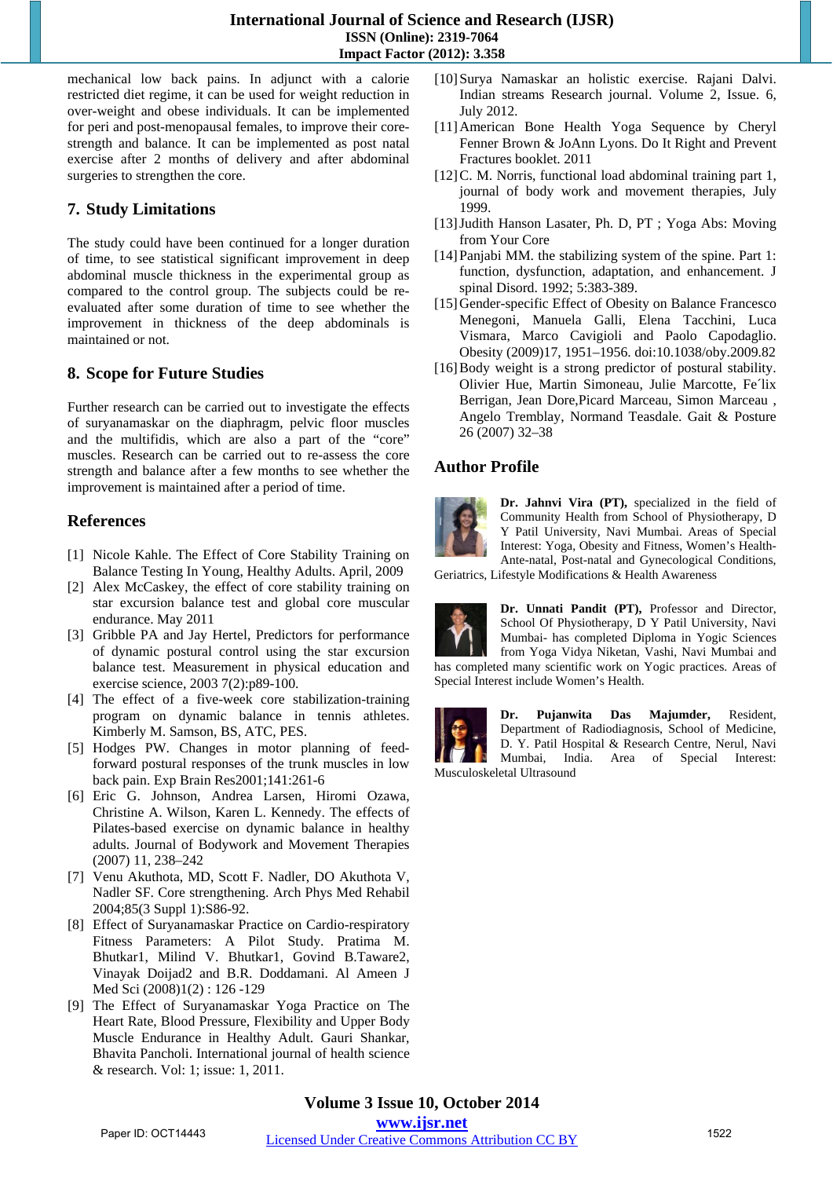mechanical low back pains. In adjunct with a calorie restricted diet regime, it can be used for weight reduction in over-weight and obese individuals. It can be implemented for peri and post-menopausal females, to improve their core-strength and balance. It can be implemented as post natal exercise after 2 months of delivery and after abdominal surgeries to strengthen the core.

## 7. Study Limitations

The study could have been continued for a longer duration of time, to see statistical significant improvement in deep abdominal muscle thickness in the experimental group as compared to the control group. The subjects could be re-evaluated after some duration of time to see whether the improvement in thickness of the deep abdominals is maintained or not.

## 8. Scope for Future Studies

Further research can be carried out to investigate the effects of suryanamaskar on the diaphragm, pelvic floor muscles and the multifidis, which are also a part of the "core" muscles. Research can be carried out to re-assess the core strength and balance after a few months to see whether the improvement is maintained after a period of time.

## References

[1] Nicole Kahle. The Effect of Core Stability Training on Balance Testing In Young, Healthy Adults. April, 2009

[2] Alex McCaskey, the effect of core stability training on star excursion balance test and global core muscular endurance. May 2011

[3] Gribble PA and Jay Hertel, Predictors for performance of dynamic postural control using the star excursion balance test. Measurement in physical education and exercise science, 2003 7(2):p89-100.

[4] The effect of a five-week core stabilization-training program on dynamic balance in tennis athletes. Kimberly M. Samson, BS, ATC, PES.

[5] Hodges PW. Changes in motor planning of feed-forward postural responses of the trunk muscles in low back pain. Exp Brain Res2001;141:261-6

[6] Eric G. Johnson, Andrea Larsen, Hiromi Ozawa, Christine A. Wilson, Karen L. Kennedy. The effects of Pilates-based exercise on dynamic balance in healthy adults. Journal of Bodywork and Movement Therapies (2007) 11, 238–242

[7] Venu Akuthota, MD, Scott F. Nadler, DO Akuthota V, Nadler SF. Core strengthening. Arch Phys Med Rehabil 2004;85(3 Suppl 1):S86-92.

[8] Effect of Suryanamaskar Practice on Cardio-respiratory Fitness Parameters: A Pilot Study. Pratima M. Bhutkar1, Milind V. Bhutkar1, Govind B.Taware2, Vinayak Doijad2 and B.R. Doddamani. Al Ameen J Med Sci (2008)1(2) : 126 -129

[9] The Effect of Suryanamaskar Yoga Practice on The Heart Rate, Blood Pressure, Flexibility and Upper Body Muscle Endurance in Healthy Adult. Gauri Shankar, Bhavita Pancholi. International journal of health science & research. Vol: 1; issue: 1, 2011.

[10] Surya Namaskar an holistic exercise. Rajani Dalvi. Indian streams Research journal. Volume 2, Issue. 6, July 2012.

[11] American Bone Health Yoga Sequence by Cheryl Fenner Brown & JoAnn Lyons. Do It Right and Prevent Fractures booklet. 2011

[12] C. M. Norris, functional load abdominal training part 1, journal of body work and movement therapies, July 1999.

[13] Judith Hanson Lasater, Ph. D, PT ; Yoga Abs: Moving from Your Core

[14] Panjabi MM. the stabilizing system of the spine. Part 1: function, dysfunction, adaptation, and enhancement. J spinal Disord. 1992; 5:383-389.

[15] Gender-specific Effect of Obesity on Balance Francesco Menegoni, Manuela Galli, Elena Tacchini, Luca Vismara, Marco Cavigioli and Paolo Capodaglio. Obesity (2009)17, 1951–1956. doi:10.1038/oby.2009.82

[16] Body weight is a strong predictor of postural stability. Olivier Hue, Martin Simoneau, Julie Marcotte, Fe´lix Berrigan, Jean Dore,Picard Marceau, Simon Marceau , Angelo Tremblay, Normand Teasdale. Gait & Posture 26 (2007) 32–38

## Author Profile

**Dr. Jahnvi Vira (PT),** specialized in the field of Community Health from School of Physiotherapy, D Y Patil University, Navi Mumbai. Areas of Special Interest: Yoga, Obesity and Fitness, Women's Health-Ante-natal, Post-natal and Gynecological Conditions, Geriatrics, Lifestyle Modifications & Health Awareness

**Dr. Unnati Pandit (PT),** Professor and Director, School Of Physiotherapy, D Y Patil University, Navi Mumbai- has completed Diploma in Yogic Sciences from Yoga Vidya Niketan, Vashi, Navi Mumbai and has completed many scientific work on Yogic practices. Areas of Special Interest include Women's Health.

**Dr. Pujanwita Das Majumder,** Resident, Department of Radiodiagnosis, School of Medicine, D. Y. Patil Hospital & Research Centre, Nerul, Navi Mumbai, India. Area of Special Interest: Musculoskeletal Ultrasound